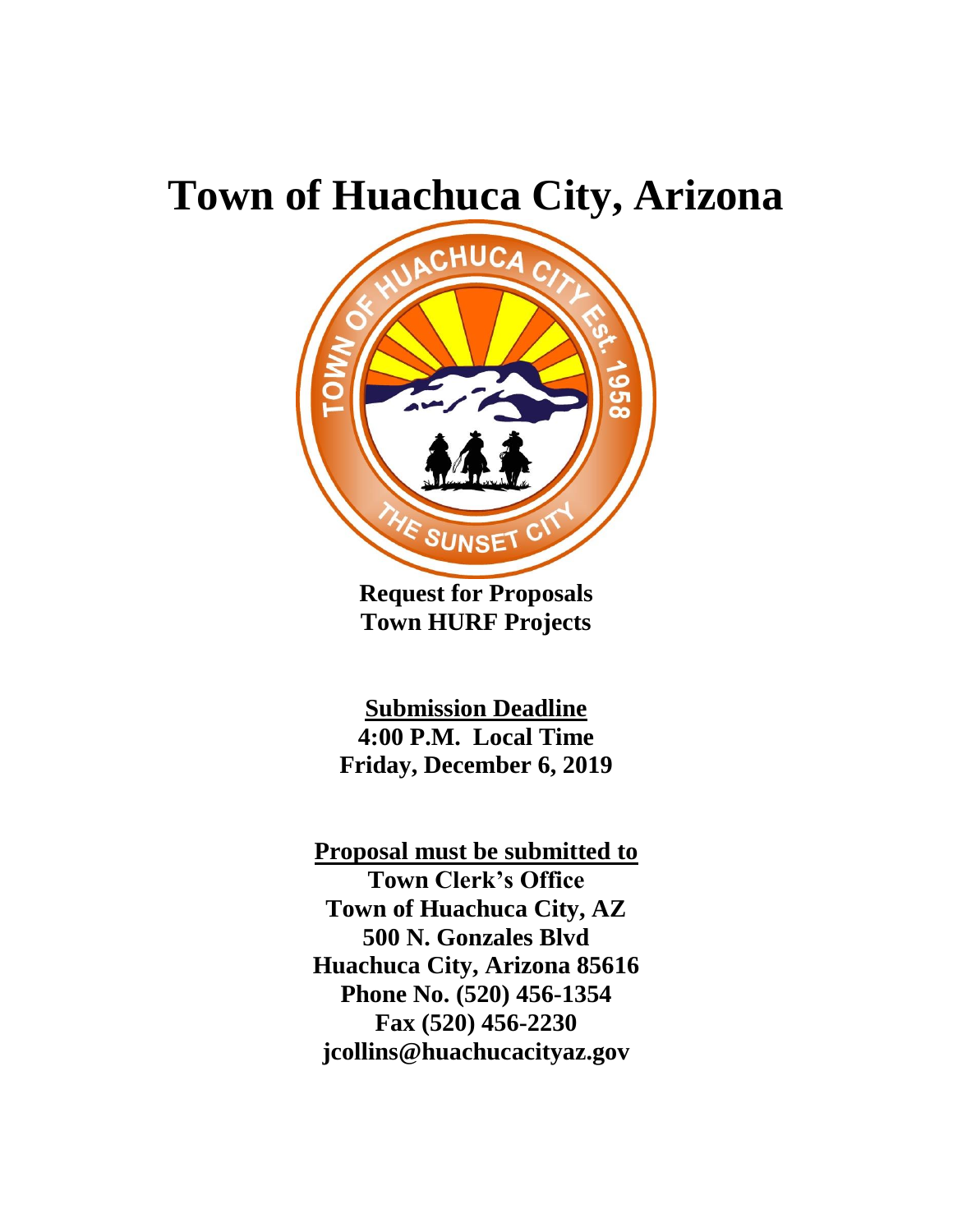# Town of Huachuca City, Arizona

**Request for Proposals**
**Town HURF Projects**

**<u>Submission Deadline</u>**
**4:00 P.M. Local Time**
**Friday, December 6, 2019**

**<u>Proposal must be submitted to</u>**
**Town Clerk's Office**
**Town of Huachuca City, AZ**
**500 N. Gonzales Blvd**
**Huachuca City, Arizona 85616**
**Phone No. (520) 456-1354**
**Fax (520) 456-2230**
**jcollins@huachucacityaz.gov**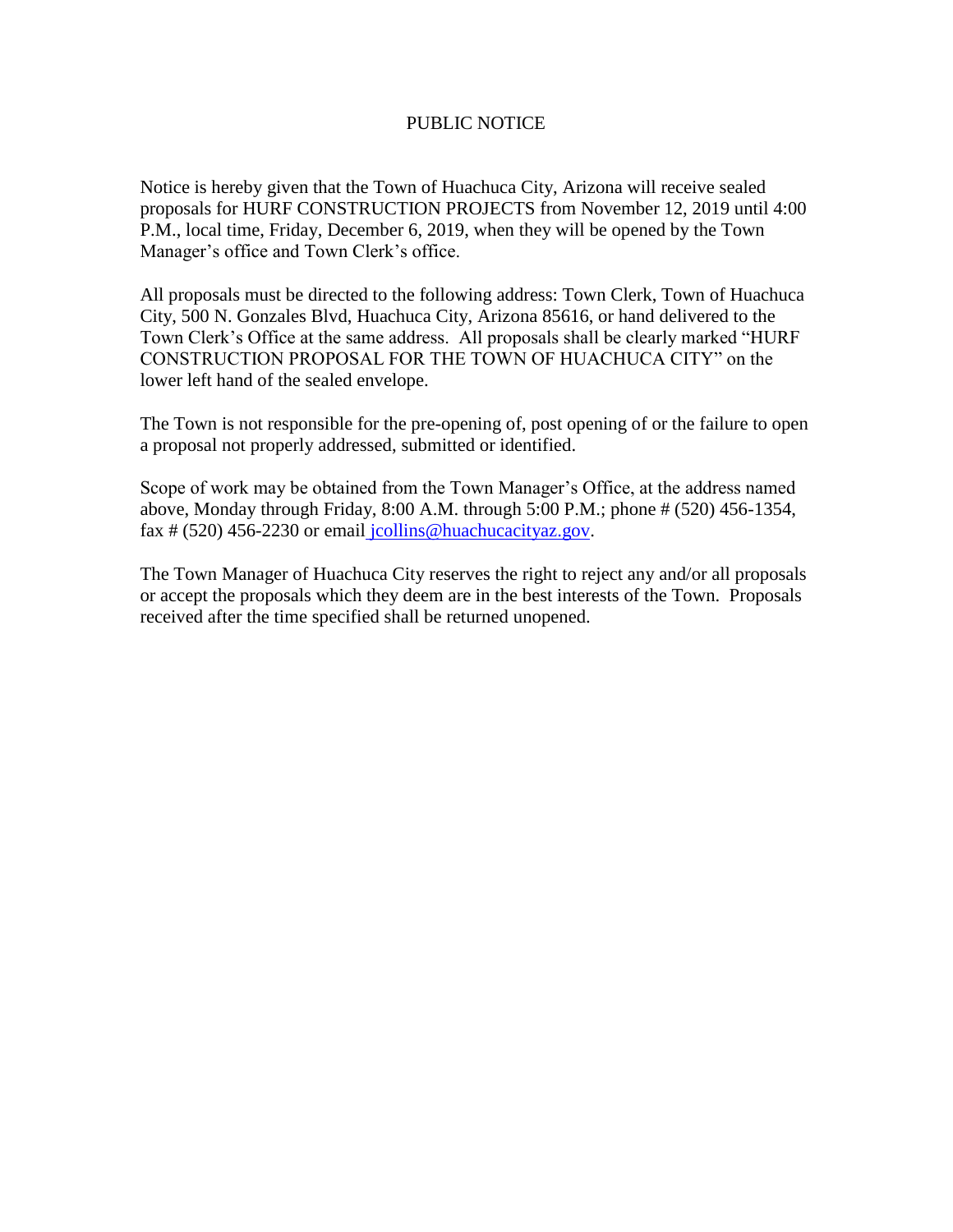# PUBLIC NOTICE

Notice is hereby given that the Town of Huachuca City, Arizona will receive sealed proposals for HURF CONSTRUCTION PROJECTS from November 12, 2019 until 4:00 P.M., local time, Friday, December 6, 2019, when they will be opened by the Town Manager's office and Town Clerk's office.

All proposals must be directed to the following address: Town Clerk, Town of Huachuca City, 500 N. Gonzales Blvd, Huachuca City, Arizona 85616, or hand delivered to the Town Clerk's Office at the same address. All proposals shall be clearly marked "HURF CONSTRUCTION PROPOSAL FOR THE TOWN OF HUACHUCA CITY" on the lower left hand of the sealed envelope.

The Town is not responsible for the pre-opening of, post opening of or the failure to open a proposal not properly addressed, submitted or identified.

Scope of work may be obtained from the Town Manager's Office, at the address named above, Monday through Friday, 8:00 A.M. through 5:00 P.M.; phone # (520) 456-1354, fax # (520) 456-2230 or email jcollins@huachucacityaz.gov.

The Town Manager of Huachuca City reserves the right to reject any and/or all proposals or accept the proposals which they deem are in the best interests of the Town. Proposals received after the time specified shall be returned unopened.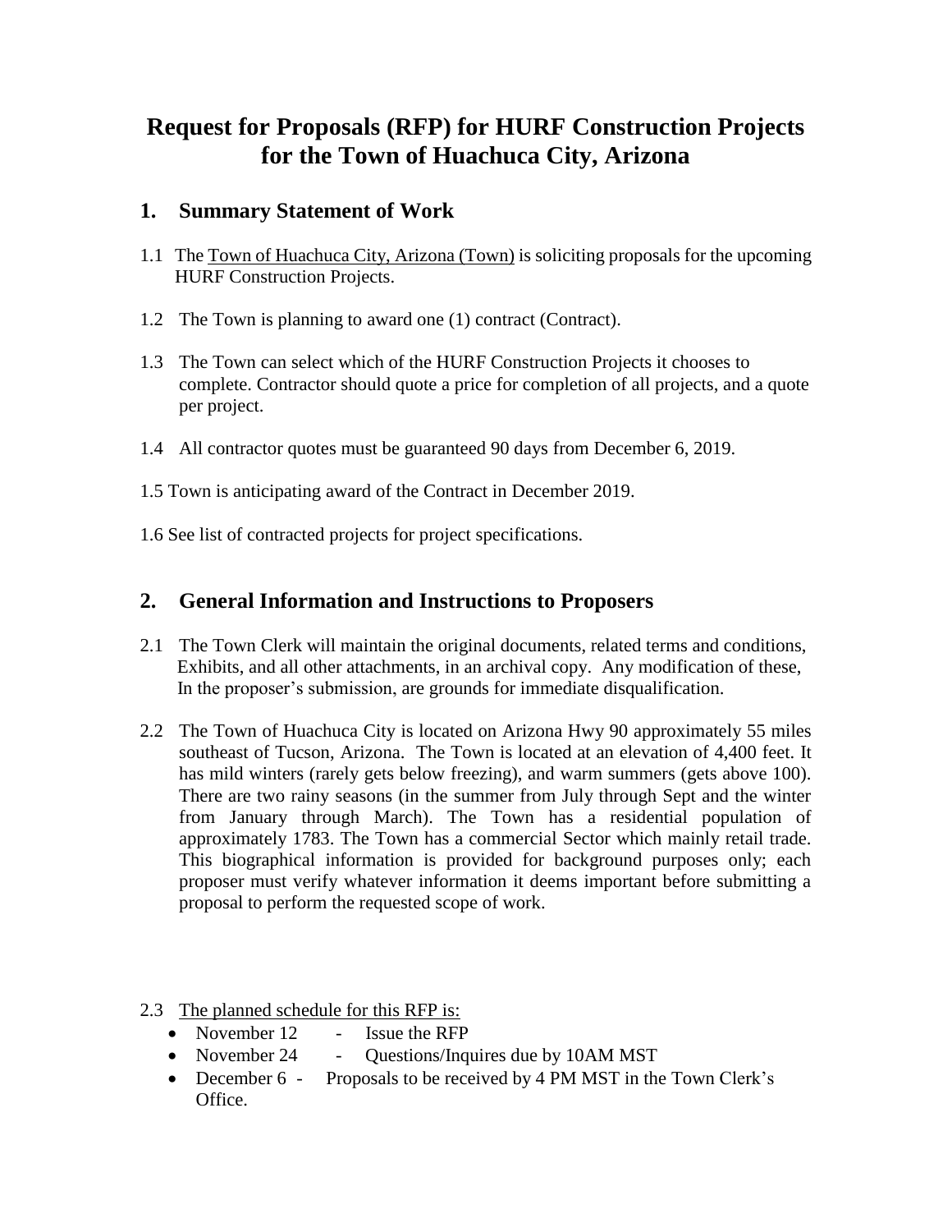# Request for Proposals (RFP) for HURF Construction Projects for the Town of Huachuca City, Arizona

## 1. Summary Statement of Work

1.1 The Town of Huachuca City, Arizona (Town) is soliciting proposals for the upcoming HURF Construction Projects.

1.2 The Town is planning to award one (1) contract (Contract).

1.3 The Town can select which of the HURF Construction Projects it chooses to complete. Contractor should quote a price for completion of all projects, and a quote per project.

1.4 All contractor quotes must be guaranteed 90 days from December 6, 2019.

1.5 Town is anticipating award of the Contract in December 2019.

1.6 See list of contracted projects for project specifications.

## 2. General Information and Instructions to Proposers

2.1 The Town Clerk will maintain the original documents, related terms and conditions, Exhibits, and all other attachments, in an archival copy. Any modification of these, In the proposer's submission, are grounds for immediate disqualification.

2.2 The Town of Huachuca City is located on Arizona Hwy 90 approximately 55 miles southeast of Tucson, Arizona. The Town is located at an elevation of 4,400 feet. It has mild winters (rarely gets below freezing), and warm summers (gets above 100). There are two rainy seasons (in the summer from July through Sept and the winter from January through March). The Town has a residential population of approximately 1783. The Town has a commercial Sector which mainly retail trade. This biographical information is provided for background purposes only; each proposer must verify whatever information it deems important before submitting a proposal to perform the requested scope of work.

2.3 The planned schedule for this RFP is:

- November 12 - Issue the RFP
- November 24 - Questions/Inquires due by 10AM MST
- December 6 - Proposals to be received by 4 PM MST in the Town Clerk's Office.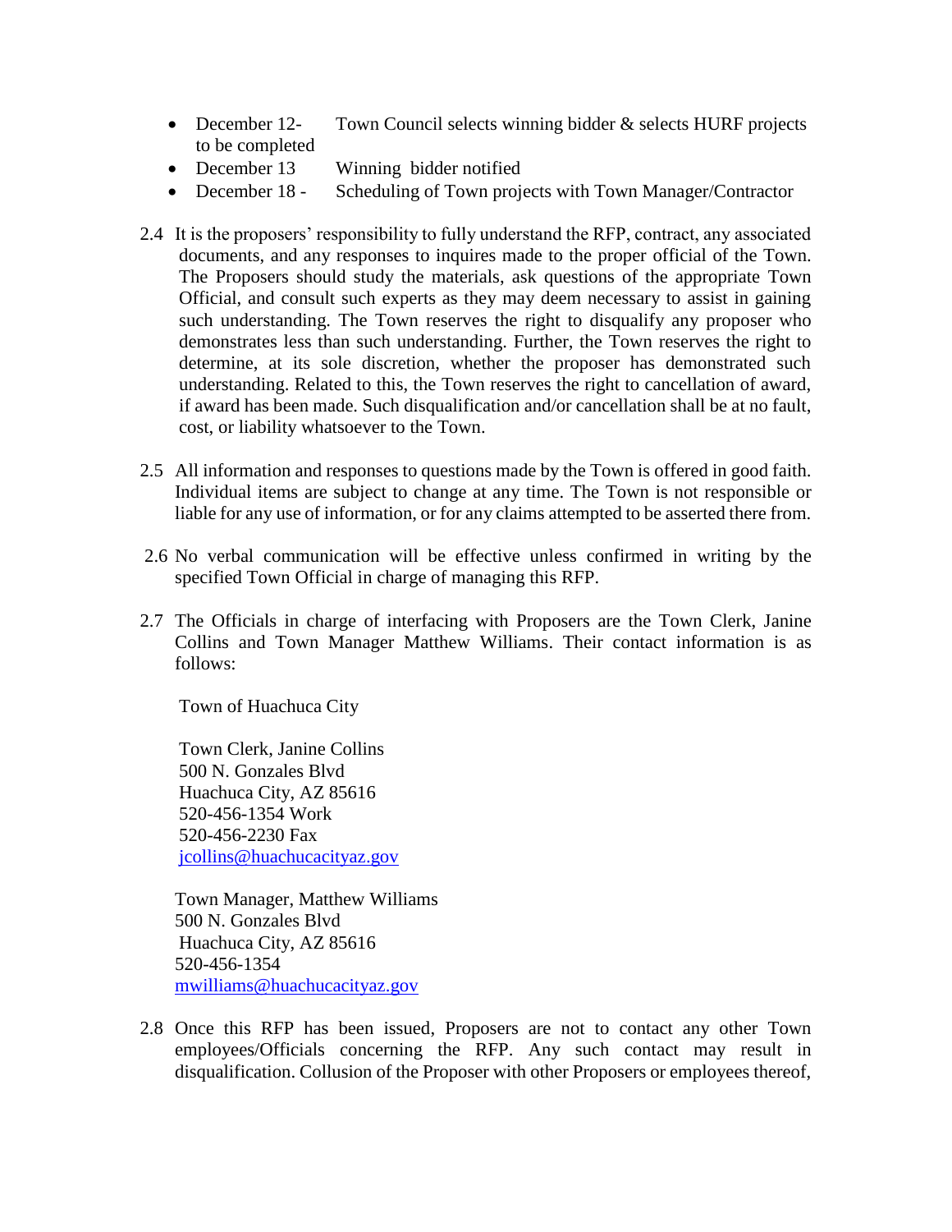- December 12- to be completed    Town Council selects winning bidder & selects HURF projects
- December 13    Winning bidder notified
- December 18 -    Scheduling of Town projects with Town Manager/Contractor

2.4 It is the proposers' responsibility to fully understand the RFP, contract, any associated documents, and any responses to inquires made to the proper official of the Town. The Proposers should study the materials, ask questions of the appropriate Town Official, and consult such experts as they may deem necessary to assist in gaining such understanding. The Town reserves the right to disqualify any proposer who demonstrates less than such understanding. Further, the Town reserves the right to determine, at its sole discretion, whether the proposer has demonstrated such understanding. Related to this, the Town reserves the right to cancellation of award, if award has been made. Such disqualification and/or cancellation shall be at no fault, cost, or liability whatsoever to the Town.

2.5 All information and responses to questions made by the Town is offered in good faith. Individual items are subject to change at any time. The Town is not responsible or liable for any use of information, or for any claims attempted to be asserted there from.

2.6 No verbal communication will be effective unless confirmed in writing by the specified Town Official in charge of managing this RFP.

2.7 The Officials in charge of interfacing with Proposers are the Town Clerk, Janine Collins and Town Manager Matthew Williams. Their contact information is as follows:

Town of Huachuca City

Town Clerk, Janine Collins
500 N. Gonzales Blvd
Huachuca City, AZ 85616
520-456-1354 Work
520-456-2230 Fax
jcollins@huachucacityaz.gov

Town Manager, Matthew Williams
500 N. Gonzales Blvd
Huachuca City, AZ 85616
520-456-1354
mwilliams@huachucacityaz.gov

2.8 Once this RFP has been issued, Proposers are not to contact any other Town employees/Officials concerning the RFP. Any such contact may result in disqualification. Collusion of the Proposer with other Proposers or employees thereof,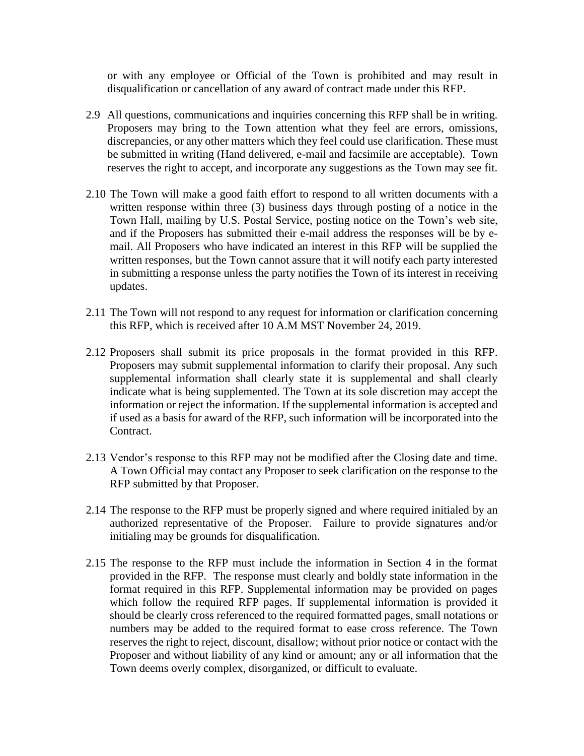or with any employee or Official of the Town is prohibited and may result in disqualification or cancellation of any award of contract made under this RFP.

2.9 All questions, communications and inquiries concerning this RFP shall be in writing. Proposers may bring to the Town attention what they feel are errors, omissions, discrepancies, or any other matters which they feel could use clarification. These must be submitted in writing (Hand delivered, e-mail and facsimile are acceptable). Town reserves the right to accept, and incorporate any suggestions as the Town may see fit.

2.10 The Town will make a good faith effort to respond to all written documents with a written response within three (3) business days through posting of a notice in the Town Hall, mailing by U.S. Postal Service, posting notice on the Town's web site, and if the Proposers has submitted their e-mail address the responses will be by e-mail. All Proposers who have indicated an interest in this RFP will be supplied the written responses, but the Town cannot assure that it will notify each party interested in submitting a response unless the party notifies the Town of its interest in receiving updates.

2.11 The Town will not respond to any request for information or clarification concerning this RFP, which is received after 10 A.M MST November 24, 2019.

2.12 Proposers shall submit its price proposals in the format provided in this RFP. Proposers may submit supplemental information to clarify their proposal. Any such supplemental information shall clearly state it is supplemental and shall clearly indicate what is being supplemented. The Town at its sole discretion may accept the information or reject the information. If the supplemental information is accepted and if used as a basis for award of the RFP, such information will be incorporated into the Contract.

2.13 Vendor's response to this RFP may not be modified after the Closing date and time. A Town Official may contact any Proposer to seek clarification on the response to the RFP submitted by that Proposer.

2.14 The response to the RFP must be properly signed and where required initialed by an authorized representative of the Proposer. Failure to provide signatures and/or initialing may be grounds for disqualification.

2.15 The response to the RFP must include the information in Section 4 in the format provided in the RFP. The response must clearly and boldly state information in the format required in this RFP. Supplemental information may be provided on pages which follow the required RFP pages. If supplemental information is provided it should be clearly cross referenced to the required formatted pages, small notations or numbers may be added to the required format to ease cross reference. The Town reserves the right to reject, discount, disallow; without prior notice or contact with the Proposer and without liability of any kind or amount; any or all information that the Town deems overly complex, disorganized, or difficult to evaluate.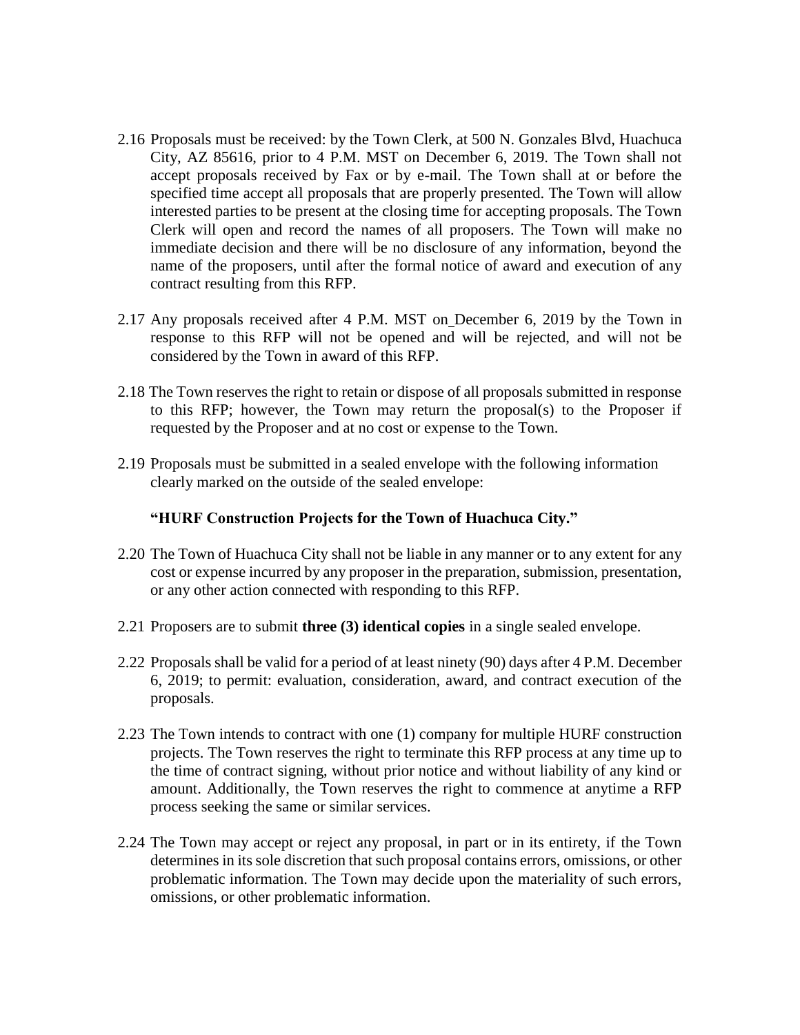2.16 Proposals must be received: by the Town Clerk, at 500 N. Gonzales Blvd, Huachuca City, AZ 85616, prior to 4 P.M. MST on December 6, 2019. The Town shall not accept proposals received by Fax or by e-mail. The Town shall at or before the specified time accept all proposals that are properly presented. The Town will allow interested parties to be present at the closing time for accepting proposals. The Town Clerk will open and record the names of all proposers. The Town will make no immediate decision and there will be no disclosure of any information, beyond the name of the proposers, until after the formal notice of award and execution of any contract resulting from this RFP.

2.17 Any proposals received after 4 P.M. MST on December 6, 2019 by the Town in response to this RFP will not be opened and will be rejected, and will not be considered by the Town in award of this RFP.

2.18 The Town reserves the right to retain or dispose of all proposals submitted in response to this RFP; however, the Town may return the proposal(s) to the Proposer if requested by the Proposer and at no cost or expense to the Town.

2.19 Proposals must be submitted in a sealed envelope with the following information clearly marked on the outside of the sealed envelope:

**"HURF Construction Projects for the Town of Huachuca City."**

2.20 The Town of Huachuca City shall not be liable in any manner or to any extent for any cost or expense incurred by any proposer in the preparation, submission, presentation, or any other action connected with responding to this RFP.

2.21 Proposers are to submit **three (3) identical copies** in a single sealed envelope.

2.22 Proposals shall be valid for a period of at least ninety (90) days after 4 P.M. December 6, 2019; to permit: evaluation, consideration, award, and contract execution of the proposals.

2.23 The Town intends to contract with one (1) company for multiple HURF construction projects. The Town reserves the right to terminate this RFP process at any time up to the time of contract signing, without prior notice and without liability of any kind or amount. Additionally, the Town reserves the right to commence at anytime a RFP process seeking the same or similar services.

2.24 The Town may accept or reject any proposal, in part or in its entirety, if the Town determines in its sole discretion that such proposal contains errors, omissions, or other problematic information. The Town may decide upon the materiality of such errors, omissions, or other problematic information.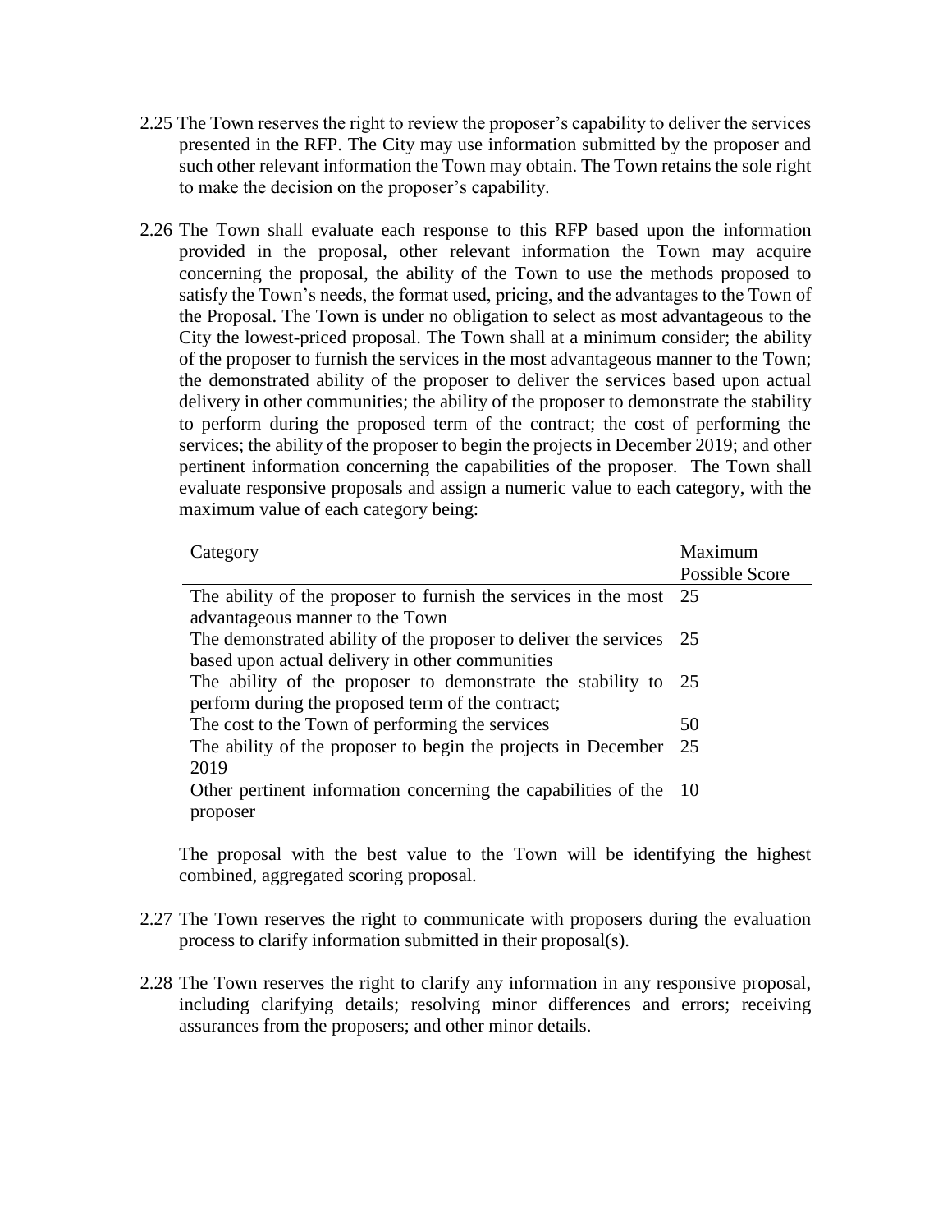2.25 The Town reserves the right to review the proposer's capability to deliver the services presented in the RFP. The City may use information submitted by the proposer and such other relevant information the Town may obtain. The Town retains the sole right to make the decision on the proposer's capability.

2.26 The Town shall evaluate each response to this RFP based upon the information provided in the proposal, other relevant information the Town may acquire concerning the proposal, the ability of the Town to use the methods proposed to satisfy the Town's needs, the format used, pricing, and the advantages to the Town of the Proposal. The Town is under no obligation to select as most advantageous to the City the lowest-priced proposal. The Town shall at a minimum consider; the ability of the proposer to furnish the services in the most advantageous manner to the Town; the demonstrated ability of the proposer to deliver the services based upon actual delivery in other communities; the ability of the proposer to demonstrate the stability to perform during the proposed term of the contract; the cost of performing the services; the ability of the proposer to begin the projects in December 2019; and other pertinent information concerning the capabilities of the proposer. The Town shall evaluate responsive proposals and assign a numeric value to each category, with the maximum value of each category being:

| Category | Maximum Possible Score |
|---|---|
| The ability of the proposer to furnish the services in the most advantageous manner to the Town | 25 |
| The demonstrated ability of the proposer to deliver the services based upon actual delivery in other communities | 25 |
| The ability of the proposer to demonstrate the stability to perform during the proposed term of the contract; | 25 |
| The cost to the Town of performing the services | 50 |
| The ability of the proposer to begin the projects in December 2019 | 25 |
| Other pertinent information concerning the capabilities of the proposer | 10 |

The proposal with the best value to the Town will be identifying the highest combined, aggregated scoring proposal.

2.27 The Town reserves the right to communicate with proposers during the evaluation process to clarify information submitted in their proposal(s).

2.28 The Town reserves the right to clarify any information in any responsive proposal, including clarifying details; resolving minor differences and errors; receiving assurances from the proposers; and other minor details.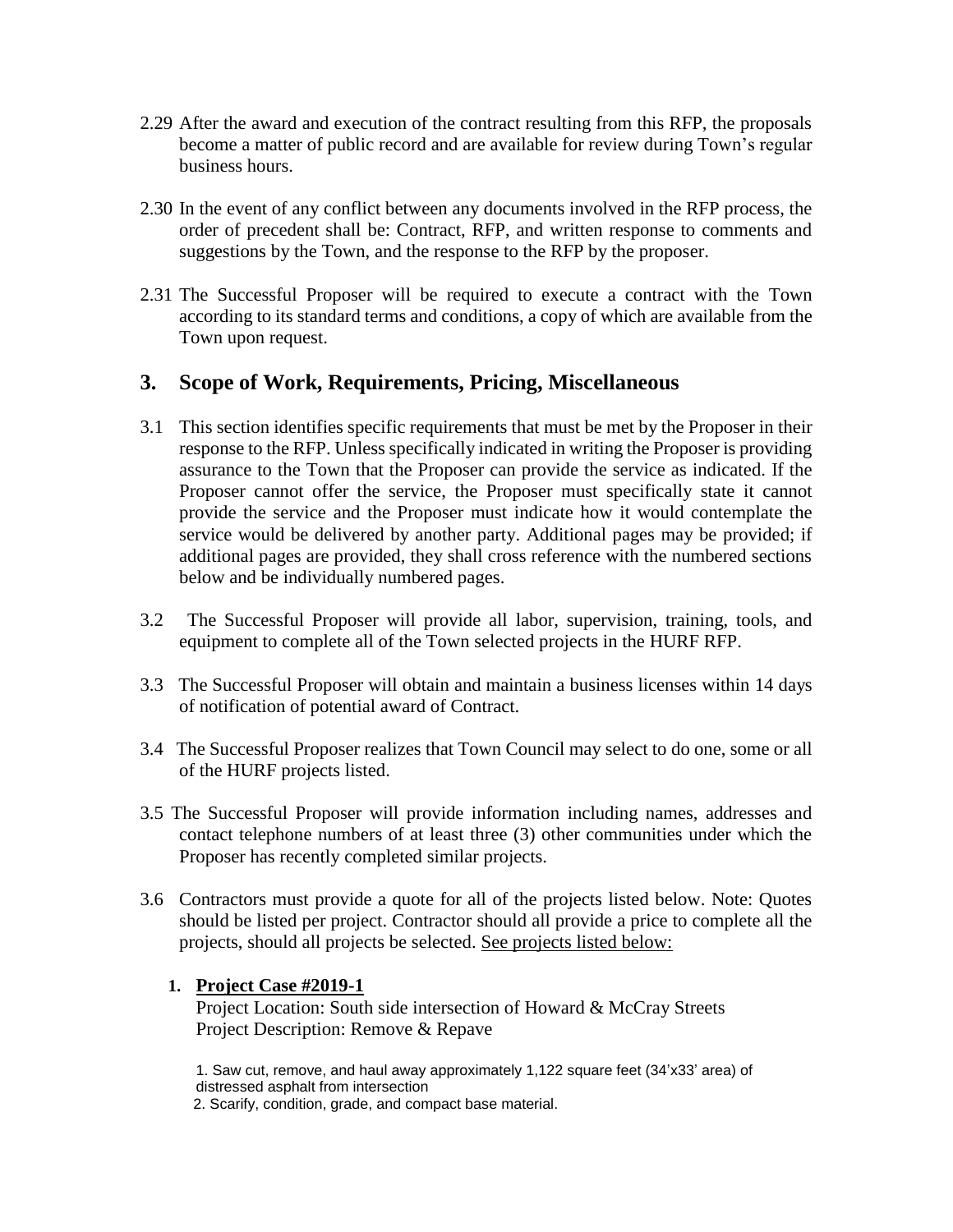2.29 After the award and execution of the contract resulting from this RFP, the proposals become a matter of public record and are available for review during Town's regular business hours.

2.30 In the event of any conflict between any documents involved in the RFP process, the order of precedent shall be: Contract, RFP, and written response to comments and suggestions by the Town, and the response to the RFP by the proposer.

2.31 The Successful Proposer will be required to execute a contract with the Town according to its standard terms and conditions, a copy of which are available from the Town upon request.

## 3. Scope of Work, Requirements, Pricing, Miscellaneous

3.1 This section identifies specific requirements that must be met by the Proposer in their response to the RFP. Unless specifically indicated in writing the Proposer is providing assurance to the Town that the Proposer can provide the service as indicated. If the Proposer cannot offer the service, the Proposer must specifically state it cannot provide the service and the Proposer must indicate how it would contemplate the service would be delivered by another party. Additional pages may be provided; if additional pages are provided, they shall cross reference with the numbered sections below and be individually numbered pages.

3.2 The Successful Proposer will provide all labor, supervision, training, tools, and equipment to complete all of the Town selected projects in the HURF RFP.

3.3 The Successful Proposer will obtain and maintain a business licenses within 14 days of notification of potential award of Contract.

3.4 The Successful Proposer realizes that Town Council may select to do one, some or all of the HURF projects listed.

3.5 The Successful Proposer will provide information including names, addresses and contact telephone numbers of at least three (3) other communities under which the Proposer has recently completed similar projects.

3.6 Contractors must provide a quote for all of the projects listed below. Note: Quotes should be listed per project. Contractor should all provide a price to complete all the projects, should all projects be selected. <u>See projects listed below:</u>

1. **<u>Project Case #2019-1</u>**
   Project Location: South side intersection of Howard & McCray Streets
   Project Description: Remove & Repave

   1. Saw cut, remove, and haul away approximately 1,122 square feet (34'x33' area) of distressed asphalt from intersection
   2. Scarify, condition, grade, and compact base material.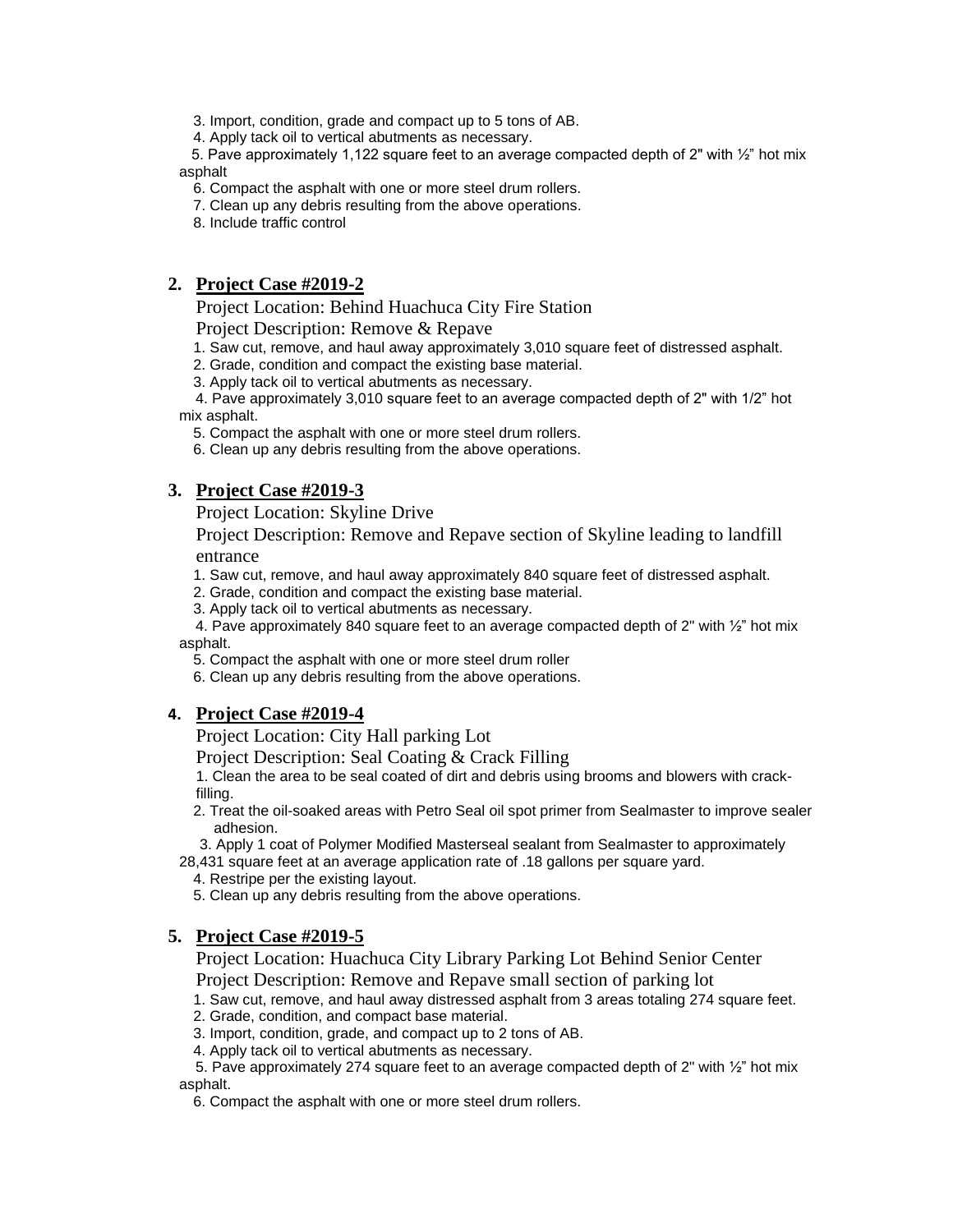3. Import, condition, grade and compact up to 5 tons of AB.
4. Apply tack oil to vertical abutments as necessary.
5. Pave approximately 1,122 square feet to an average compacted depth of 2" with ½" hot mix asphalt
6. Compact the asphalt with one or more steel drum rollers.
7. Clean up any debris resulting from the above operations.
8. Include traffic control

## 2. **Project Case #2019-2**

Project Location: Behind Huachuca City Fire Station

Project Description: Remove & Repave

1. Saw cut, remove, and haul away approximately 3,010 square feet of distressed asphalt.
2. Grade, condition and compact the existing base material.
3. Apply tack oil to vertical abutments as necessary.
4. Pave approximately 3,010 square feet to an average compacted depth of 2" with 1/2" hot mix asphalt.
5. Compact the asphalt with one or more steel drum rollers.
6. Clean up any debris resulting from the above operations.

## 3. **Project Case #2019-3**

Project Location: Skyline Drive

Project Description: Remove and Repave section of Skyline leading to landfill entrance

1. Saw cut, remove, and haul away approximately 840 square feet of distressed asphalt.
2. Grade, condition and compact the existing base material.
3. Apply tack oil to vertical abutments as necessary.
4. Pave approximately 840 square feet to an average compacted depth of 2" with ½" hot mix asphalt.
5. Compact the asphalt with one or more steel drum roller
6. Clean up any debris resulting from the above operations.

## 4. **Project Case #2019-4**

Project Location: City Hall parking Lot

Project Description: Seal Coating & Crack Filling

1. Clean the area to be seal coated of dirt and debris using brooms and blowers with crack-filling.
2. Treat the oil-soaked areas with Petro Seal oil spot primer from Sealmaster to improve sealer adhesion.
3. Apply 1 coat of Polymer Modified Masterseal sealant from Sealmaster to approximately 28,431 square feet at an average application rate of .18 gallons per square yard.
4. Restripe per the existing layout.
5. Clean up any debris resulting from the above operations.

## 5. **Project Case #2019-5**

Project Location: Huachuca City Library Parking Lot Behind Senior Center

Project Description: Remove and Repave small section of parking lot

1. Saw cut, remove, and haul away distressed asphalt from 3 areas totaling 274 square feet.
2. Grade, condition, and compact base material.
3. Import, condition, grade, and compact up to 2 tons of AB.
4. Apply tack oil to vertical abutments as necessary.
5. Pave approximately 274 square feet to an average compacted depth of 2" with ½" hot mix asphalt.
6. Compact the asphalt with one or more steel drum rollers.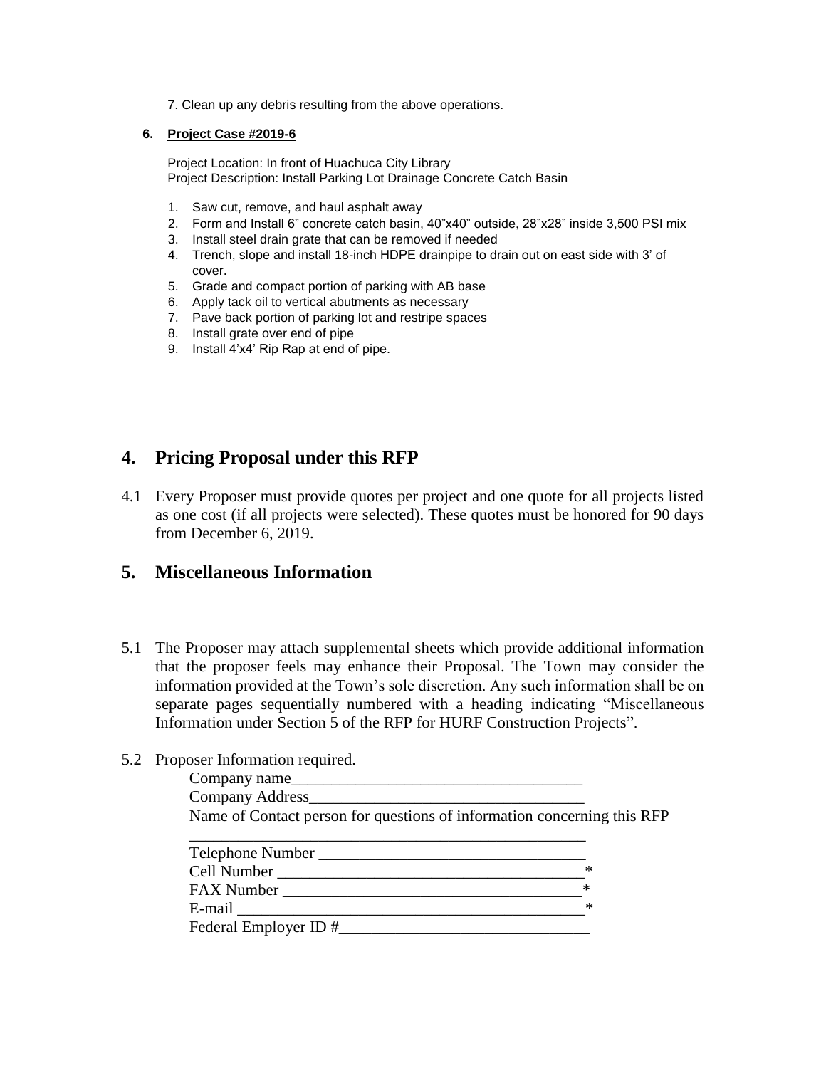7. Clean up any debris resulting from the above operations.

**6. Project Case #2019-6**

Project Location: In front of Huachuca City Library
Project Description: Install Parking Lot Drainage Concrete Catch Basin

1. Saw cut, remove, and haul asphalt away
2. Form and Install 6" concrete catch basin, 40"x40" outside, 28"x28" inside 3,500 PSI mix
3. Install steel drain grate that can be removed if needed
4. Trench, slope and install 18-inch HDPE drainpipe to drain out on east side with 3' of cover.
5. Grade and compact portion of parking with AB base
6. Apply tack oil to vertical abutments as necessary
7. Pave back portion of parking lot and restripe spaces
8. Install grate over end of pipe
9. Install 4'x4' Rip Rap at end of pipe.

## 4. Pricing Proposal under this RFP

4.1 Every Proposer must provide quotes per project and one quote for all projects listed as one cost (if all projects were selected). These quotes must be honored for 90 days from December 6, 2019.

## 5. Miscellaneous Information

5.1 The Proposer may attach supplemental sheets which provide additional information that the proposer feels may enhance their Proposal. The Town may consider the information provided at the Town's sole discretion. Any such information shall be on separate pages sequentially numbered with a heading indicating "Miscellaneous Information under Section 5 of the RFP for HURF Construction Projects".

5.2 Proposer Information required.

Company name___________________________________

Company Address_________________________________

Name of Contact person for questions of information concerning this RFP

_____________________________________________

Telephone Number ________________________________

Cell Number ___________________________________*

FAX Number ___________________________________*

E-mail _______________________________________*

Federal Employer ID #_____________________________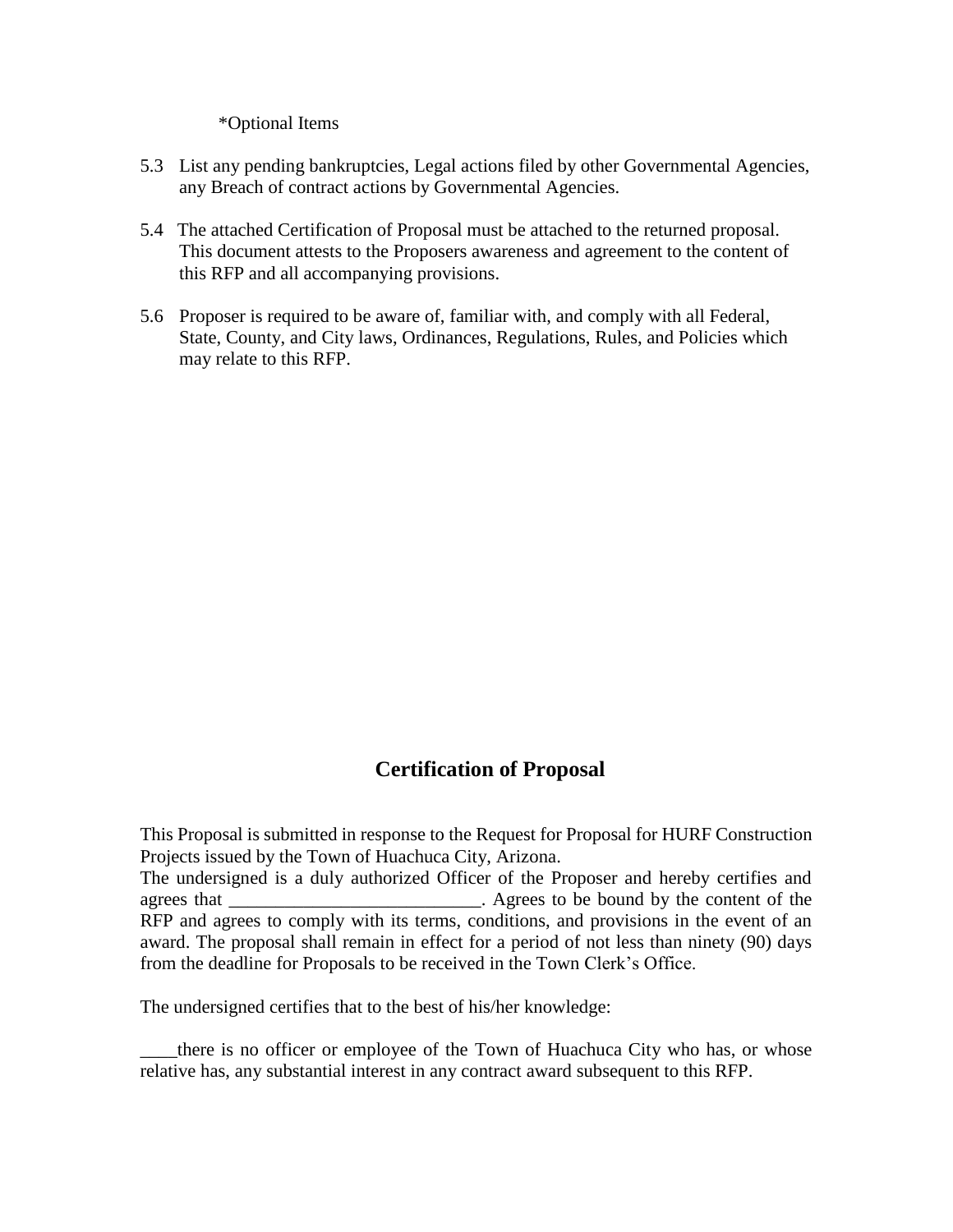*Optional Items

5.3 List any pending bankruptcies, Legal actions filed by other Governmental Agencies, any Breach of contract actions by Governmental Agencies.

5.4 The attached Certification of Proposal must be attached to the returned proposal. This document attests to the Proposers awareness and agreement to the content of this RFP and all accompanying provisions.

5.6 Proposer is required to be aware of, familiar with, and comply with all Federal, State, County, and City laws, Ordinances, Regulations, Rules, and Policies which may relate to this RFP.

## Certification of Proposal

This Proposal is submitted in response to the Request for Proposal for HURF Construction Projects issued by the Town of Huachuca City, Arizona.
The undersigned is a duly authorized Officer of the Proposer and hereby certifies and agrees that ___________________________. Agrees to be bound by the content of the RFP and agrees to comply with its terms, conditions, and provisions in the event of an award. The proposal shall remain in effect for a period of not less than ninety (90) days from the deadline for Proposals to be received in the Town Clerk's Office.

The undersigned certifies that to the best of his/her knowledge:

____there is no officer or employee of the Town of Huachuca City who has, or whose relative has, any substantial interest in any contract award subsequent to this RFP.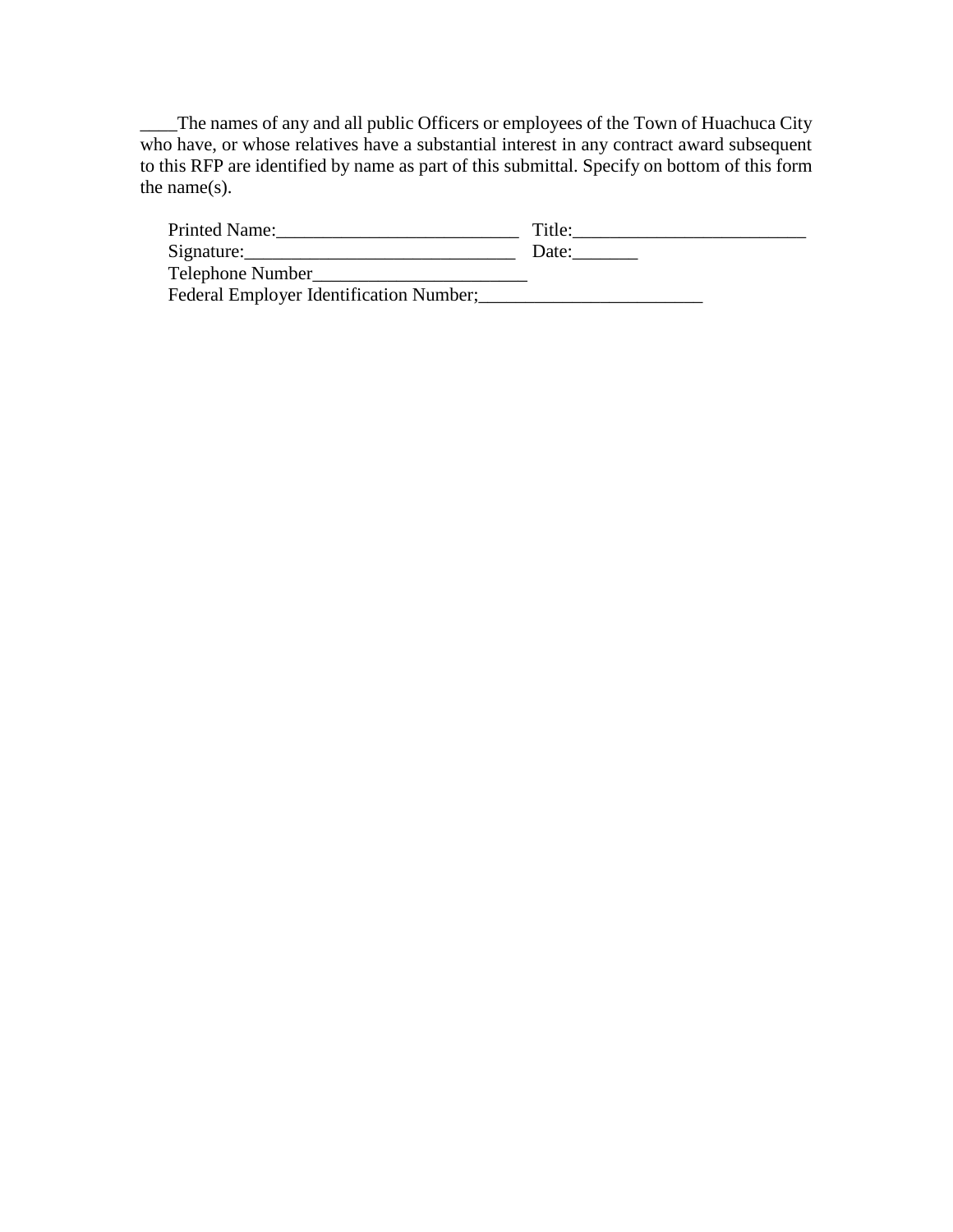____The names of any and all public Officers or employees of the Town of Huachuca City who have, or whose relatives have a substantial interest in any contract award subsequent to this RFP are identified by name as part of this submittal. Specify on bottom of this form the name(s).

Printed Name:__________________________ Title:_________________________
Signature:_____________________________ Date:_______
Telephone Number_______________________
Federal Employer Identification Number;_______________________